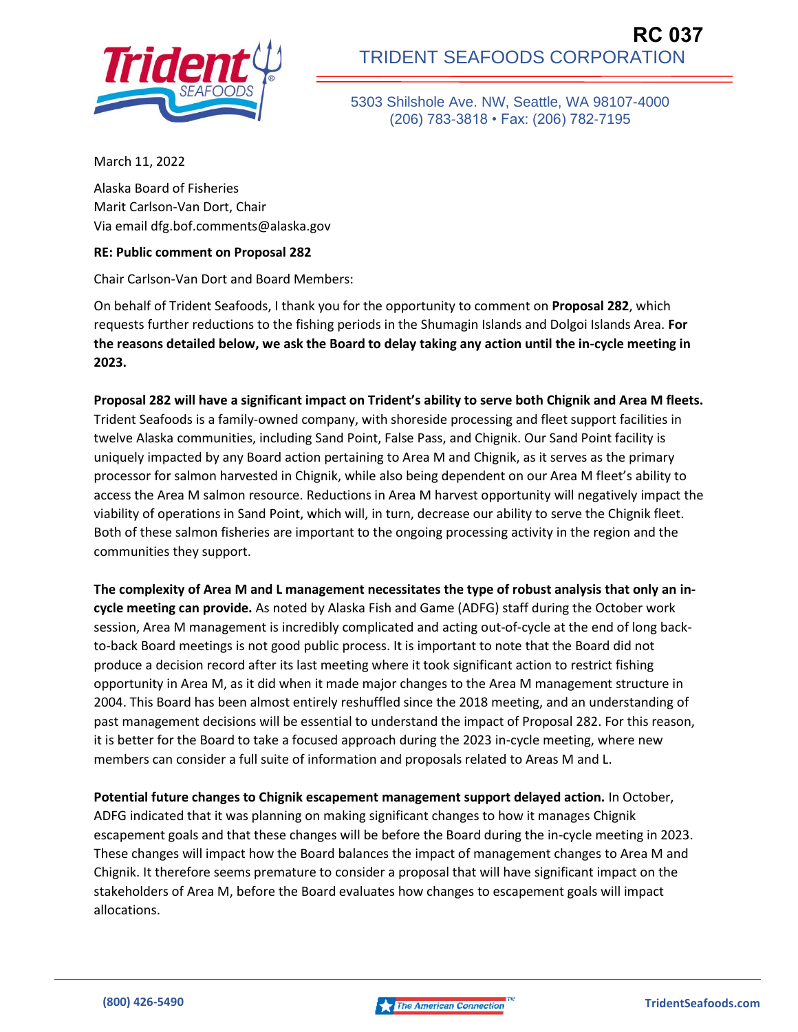RC 037

TRIDENT SEAFOODS CORPORATION

5303 Shilshole Ave. NW, Seattle, WA 98107-4000
(206) 783-3818 • Fax: (206) 782-7195

March 11, 2022

Alaska Board of Fisheries
Marit Carlson-Van Dort, Chair
Via email dfg.bof.comments@alaska.gov

**RE: Public comment on Proposal 282**

Chair Carlson-Van Dort and Board Members:

On behalf of Trident Seafoods, I thank you for the opportunity to comment on **Proposal 282**, which requests further reductions to the fishing periods in the Shumagin Islands and Dolgoi Islands Area. **For the reasons detailed below, we ask the Board to delay taking any action until the in-cycle meeting in 2023.**

**Proposal 282 will have a significant impact on Trident's ability to serve both Chignik and Area M fleets.** Trident Seafoods is a family-owned company, with shoreside processing and fleet support facilities in twelve Alaska communities, including Sand Point, False Pass, and Chignik. Our Sand Point facility is uniquely impacted by any Board action pertaining to Area M and Chignik, as it serves as the primary processor for salmon harvested in Chignik, while also being dependent on our Area M fleet's ability to access the Area M salmon resource. Reductions in Area M harvest opportunity will negatively impact the viability of operations in Sand Point, which will, in turn, decrease our ability to serve the Chignik fleet. Both of these salmon fisheries are important to the ongoing processing activity in the region and the communities they support.

**The complexity of Area M and L management necessitates the type of robust analysis that only an in-cycle meeting can provide.** As noted by Alaska Fish and Game (ADFG) staff during the October work session, Area M management is incredibly complicated and acting out-of-cycle at the end of long back-to-back Board meetings is not good public process. It is important to note that the Board did not produce a decision record after its last meeting where it took significant action to restrict fishing opportunity in Area M, as it did when it made major changes to the Area M management structure in 2004. This Board has been almost entirely reshuffled since the 2018 meeting, and an understanding of past management decisions will be essential to understand the impact of Proposal 282. For this reason, it is better for the Board to take a focused approach during the 2023 in-cycle meeting, where new members can consider a full suite of information and proposals related to Areas M and L.

**Potential future changes to Chignik escapement management support delayed action.** In October, ADFG indicated that it was planning on making significant changes to how it manages Chignik escapement goals and that these changes will be before the Board during the in-cycle meeting in 2023. These changes will impact how the Board balances the impact of management changes to Area M and Chignik. It therefore seems premature to consider a proposal that will have significant impact on the stakeholders of Area M, before the Board evaluates how changes to escapement goals will impact allocations.

(800) 426-5490 | The American Connection | TridentSeafoods.com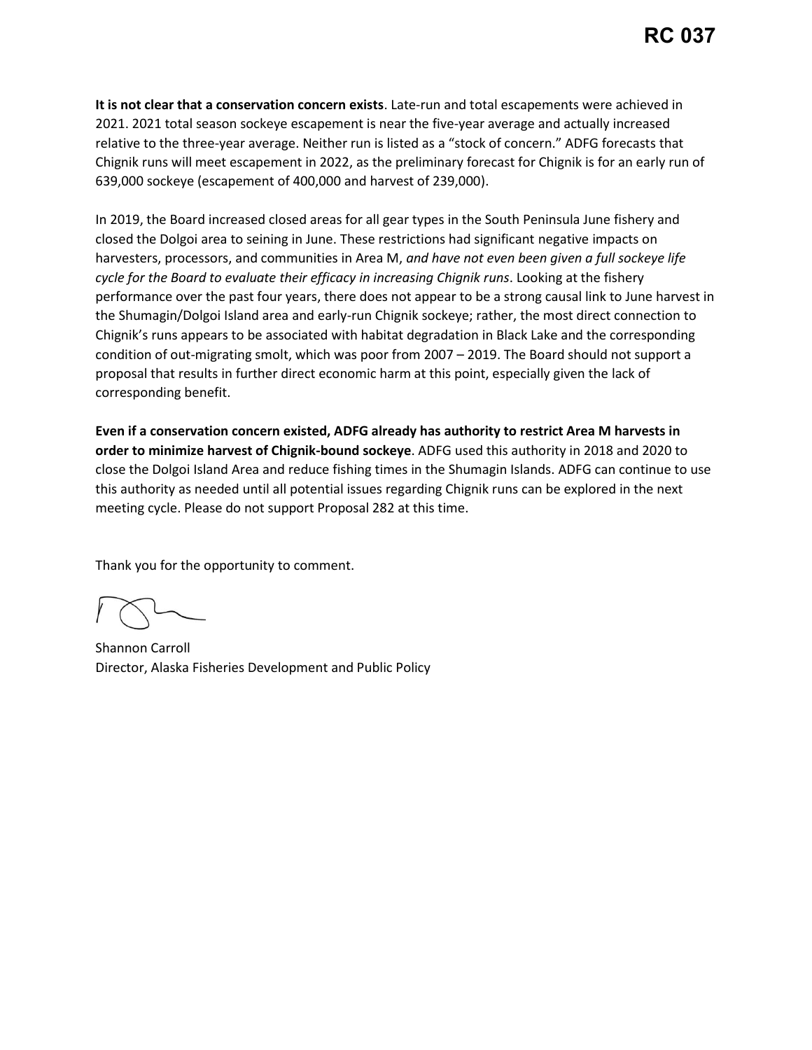**It is not clear that a conservation concern exists**. Late-run and total escapements were achieved in 2021. 2021 total season sockeye escapement is near the five-year average and actually increased relative to the three-year average. Neither run is listed as a "stock of concern." ADFG forecasts that Chignik runs will meet escapement in 2022, as the preliminary forecast for Chignik is for an early run of 639,000 sockeye (escapement of 400,000 and harvest of 239,000).

In 2019, the Board increased closed areas for all gear types in the South Peninsula June fishery and closed the Dolgoi area to seining in June. These restrictions had significant negative impacts on harvesters, processors, and communities in Area M, *and have not even been given a full sockeye life cycle for the Board to evaluate their efficacy in increasing Chignik runs*. Looking at the fishery performance over the past four years, there does not appear to be a strong causal link to June harvest in the Shumagin/Dolgoi Island area and early-run Chignik sockeye; rather, the most direct connection to Chignik's runs appears to be associated with habitat degradation in Black Lake and the corresponding condition of out-migrating smolt, which was poor from 2007 – 2019. The Board should not support a proposal that results in further direct economic harm at this point, especially given the lack of corresponding benefit.

**Even if a conservation concern existed, ADFG already has authority to restrict Area M harvests in order to minimize harvest of Chignik-bound sockeye**. ADFG used this authority in 2018 and 2020 to close the Dolgoi Island Area and reduce fishing times in the Shumagin Islands. ADFG can continue to use this authority as needed until all potential issues regarding Chignik runs can be explored in the next meeting cycle. Please do not support Proposal 282 at this time.

Thank you for the opportunity to comment.

Shannon Carroll
Director, Alaska Fisheries Development and Public Policy